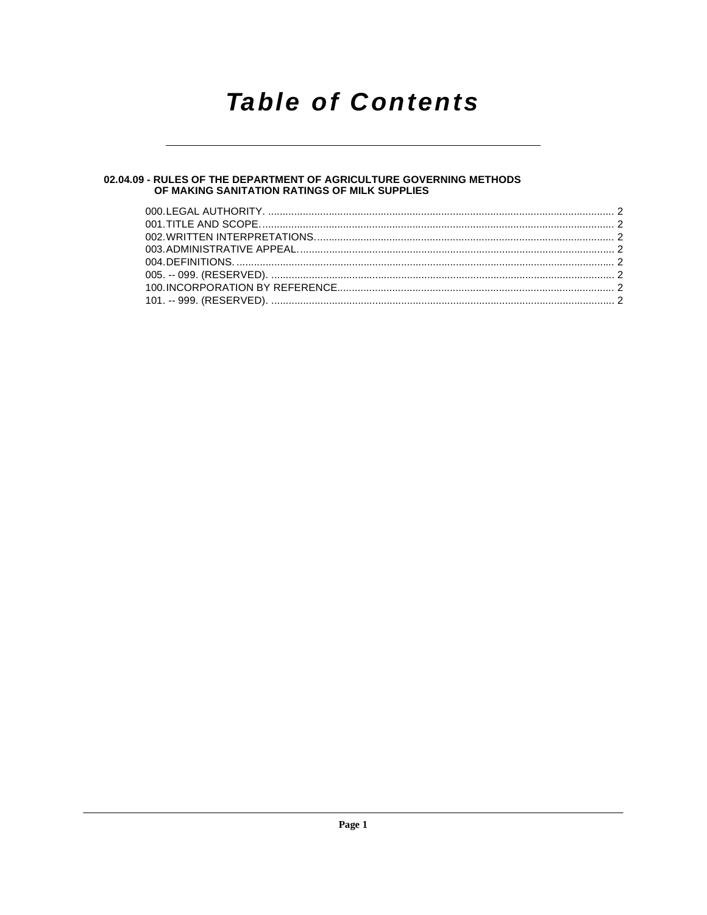# Table of Contents

**02.04.09 - RULES OF THE DEPARTMENT OF AGRICULTURE GOVERNING METHODS OF MAKING SANITATION RATINGS OF MILK SUPPLIES**

000. LEGAL AUTHORITY. ........................................................................................................................ 2
001. TITLE AND SCOPE. ........................................................................................................................ 2
002. WRITTEN INTERPRETATIONS. ....................................................................................................... 2
003. ADMINISTRATIVE APPEAL. ............................................................................................................ 2
004. DEFINITIONS. .................................................................................................................................. 2
005. -- 099. (RESERVED). ....................................................................................................................... 2
100. INCORPORATION BY REFERENCE. ............................................................................................... 2
101. -- 999. (RESERVED). ....................................................................................................................... 2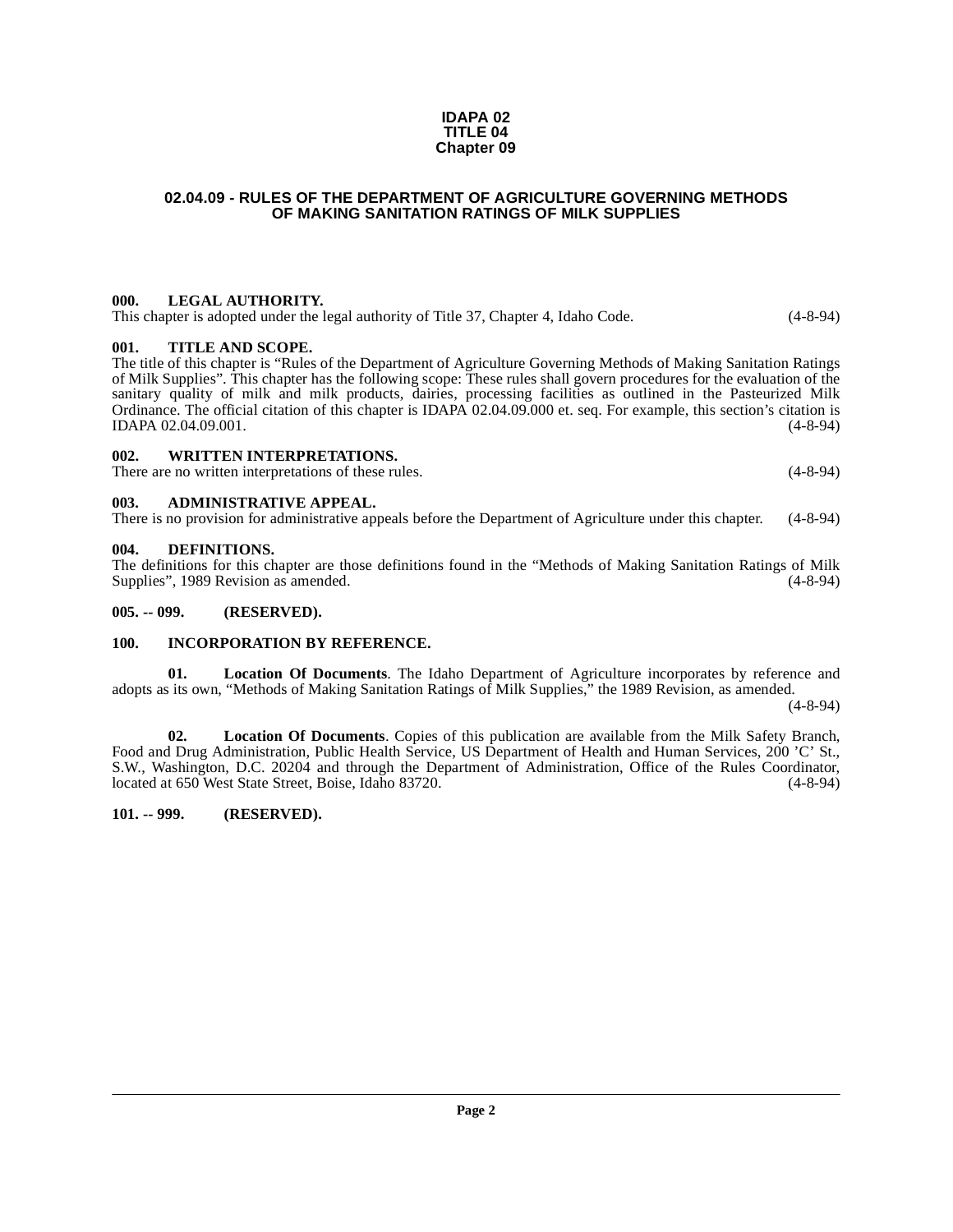**IDAPA 02**
**TITLE 04**
**Chapter 09**

## 02.04.09 - RULES OF THE DEPARTMENT OF AGRICULTURE GOVERNING METHODS OF MAKING SANITATION RATINGS OF MILK SUPPLIES

### 000. LEGAL AUTHORITY.

This chapter is adopted under the legal authority of Title 37, Chapter 4, Idaho Code. (4-8-94)

### 001. TITLE AND SCOPE.

The title of this chapter is "Rules of the Department of Agriculture Governing Methods of Making Sanitation Ratings of Milk Supplies". This chapter has the following scope: These rules shall govern procedures for the evaluation of the sanitary quality of milk and milk products, dairies, processing facilities as outlined in the Pasteurized Milk Ordinance. The official citation of this chapter is IDAPA 02.04.09.000 et. seq. For example, this section's citation is IDAPA 02.04.09.001. (4-8-94)

### 002. WRITTEN INTERPRETATIONS.

There are no written interpretations of these rules. (4-8-94)

### 003. ADMINISTRATIVE APPEAL.

There is no provision for administrative appeals before the Department of Agriculture under this chapter. (4-8-94)

### 004. DEFINITIONS.

The definitions for this chapter are those definitions found in the "Methods of Making Sanitation Ratings of Milk Supplies", 1989 Revision as amended. (4-8-94)

### 005. -- 099. (RESERVED).

### 100. INCORPORATION BY REFERENCE.

**01. Location Of Documents**. The Idaho Department of Agriculture incorporates by reference and adopts as its own, "Methods of Making Sanitation Ratings of Milk Supplies," the 1989 Revision, as amended. (4-8-94)

**02. Location Of Documents**. Copies of this publication are available from the Milk Safety Branch, Food and Drug Administration, Public Health Service, US Department of Health and Human Services, 200 'C' St., S.W., Washington, D.C. 20204 and through the Department of Administration, Office of the Rules Coordinator, located at 650 West State Street, Boise, Idaho 83720. (4-8-94)

### 101. -- 999. (RESERVED).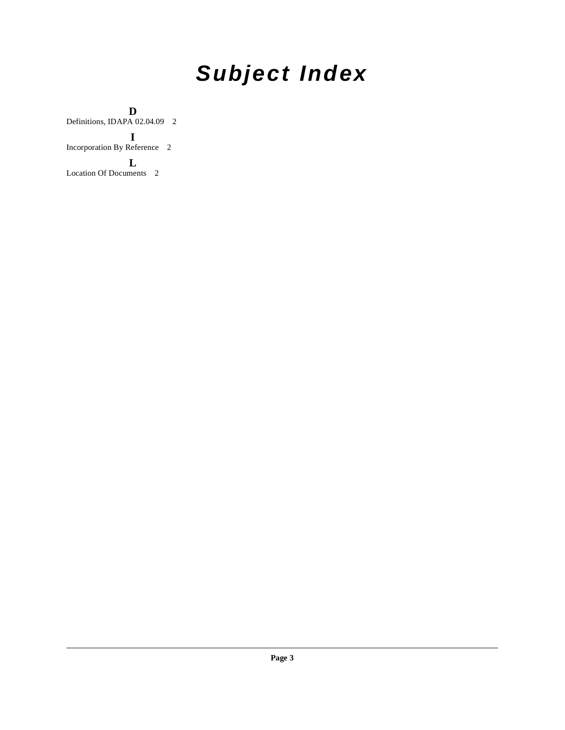# Subject Index

**D**

Definitions, IDAPA 02.04.09 2

**I**

Incorporation By Reference 2

**L**

Location Of Documents 2